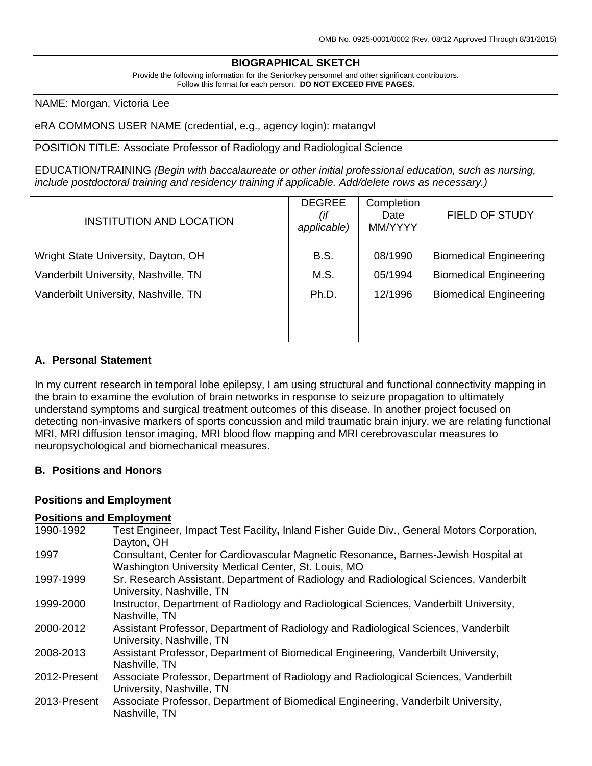OMB No. 0925-0001/0002 (Rev. 08/12 Approved Through 8/31/2015)

# BIOGRAPHICAL SKETCH

Provide the following information for the Senior/key personnel and other significant contributors.
Follow this format for each person. **DO NOT EXCEED FIVE PAGES.**

NAME: Morgan, Victoria Lee

eRA COMMONS USER NAME (credential, e.g., agency login): matangvl

POSITION TITLE: Associate Professor of Radiology and Radiological Science

EDUCATION/TRAINING *(Begin with baccalaureate or other initial professional education, such as nursing, include postdoctoral training and residency training if applicable. Add/delete rows as necessary.)*

| INSTITUTION AND LOCATION | DEGREE *(if applicable)* | Completion Date MM/YYYY | FIELD OF STUDY |
|---|---|---|---|
| Wright State University, Dayton, OH | B.S. | 08/1990 | Biomedical Engineering |
| Vanderbilt University, Nashville, TN | M.S. | 05/1994 | Biomedical Engineering |
| Vanderbilt University, Nashville, TN | Ph.D. | 12/1996 | Biomedical Engineering |

## A. Personal Statement

In my current research in temporal lobe epilepsy, I am using structural and functional connectivity mapping in the brain to examine the evolution of brain networks in response to seizure propagation to ultimately understand symptoms and surgical treatment outcomes of this disease. In another project focused on detecting non-invasive markers of sports concussion and mild traumatic brain injury, we are relating functional MRI, MRI diffusion tensor imaging, MRI blood flow mapping and MRI cerebrovascular measures to neuropsychological and biomechanical measures.

## B. Positions and Honors

### Positions and Employment

**Positions and Employment**

| | |
|---|---|
| 1990-1992 | Test Engineer, Impact Test Facility**,** Inland Fisher Guide Div., General Motors Corporation, Dayton, OH |
| 1997 | Consultant, Center for Cardiovascular Magnetic Resonance, Barnes-Jewish Hospital at Washington University Medical Center, St. Louis, MO |
| 1997-1999 | Sr. Research Assistant, Department of Radiology and Radiological Sciences, Vanderbilt University, Nashville, TN |
| 1999-2000 | Instructor, Department of Radiology and Radiological Sciences, Vanderbilt University, Nashville, TN |
| 2000-2012 | Assistant Professor, Department of Radiology and Radiological Sciences, Vanderbilt University, Nashville, TN |
| 2008-2013 | Assistant Professor, Department of Biomedical Engineering, Vanderbilt University, Nashville, TN |
| 2012-Present | Associate Professor, Department of Radiology and Radiological Sciences, Vanderbilt University, Nashville, TN |
| 2013-Present | Associate Professor, Department of Biomedical Engineering, Vanderbilt University, Nashville, TN |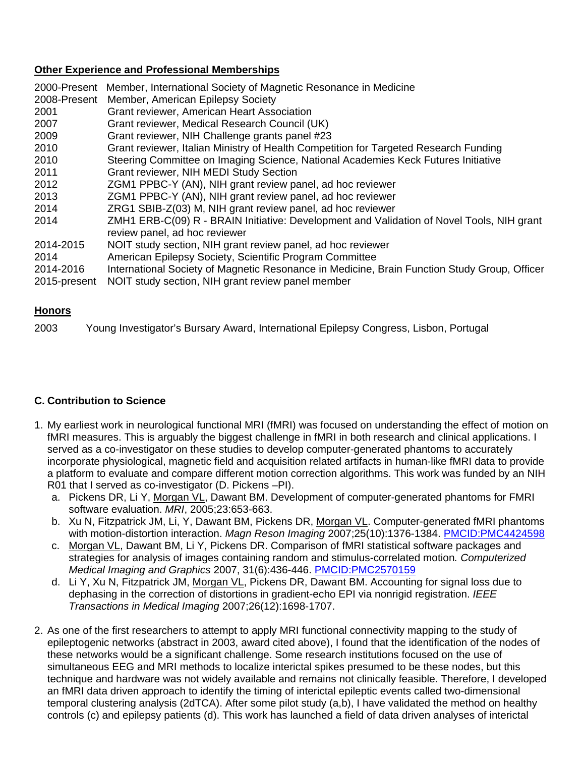**Other Experience and Professional Memberships**

2000-Present Member, International Society of Magnetic Resonance in Medicine
2008-Present Member, American Epilepsy Society
2001 Grant reviewer, American Heart Association
2007 Grant reviewer, Medical Research Council (UK)
2009 Grant reviewer, NIH Challenge grants panel #23
2010 Grant reviewer, Italian Ministry of Health Competition for Targeted Research Funding
2010 Steering Committee on Imaging Science, National Academies Keck Futures Initiative
2011 Grant reviewer, NIH MEDI Study Section
2012 ZGM1 PPBC-Y (AN), NIH grant review panel, ad hoc reviewer
2013 ZGM1 PPBC-Y (AN), NIH grant review panel, ad hoc reviewer
2014 ZRG1 SBIB-Z(03) M, NIH grant review panel, ad hoc reviewer
2014 ZMH1 ERB-C(09) R - BRAIN Initiative: Development and Validation of Novel Tools, NIH grant review panel, ad hoc reviewer
2014-2015 NOIT study section, NIH grant review panel, ad hoc reviewer
2014 American Epilepsy Society, Scientific Program Committee
2014-2016 International Society of Magnetic Resonance in Medicine, Brain Function Study Group, Officer
2015-present NOIT study section, NIH grant review panel member

**Honors**

2003 Young Investigator's Bursary Award, International Epilepsy Congress, Lisbon, Portugal

**C. Contribution to Science**

1. My earliest work in neurological functional MRI (fMRI) was focused on understanding the effect of motion on fMRI measures. This is arguably the biggest challenge in fMRI in both research and clinical applications. I served as a co-investigator on these studies to develop computer-generated phantoms to accurately incorporate physiological, magnetic field and acquisition related artifacts in human-like fMRI data to provide a platform to evaluate and compare different motion correction algorithms. This work was funded by an NIH R01 that I served as co-investigator (D. Pickens –PI).
   a. Pickens DR, Li Y, Morgan VL, Dawant BM. Development of computer-generated phantoms for FMRI software evaluation. *MRI*, 2005;23:653-663.
   b. Xu N, Fitzpatrick JM, Li, Y, Dawant BM, Pickens DR, Morgan VL. Computer-generated fMRI phantoms with motion-distortion interaction. *Magn Reson Imaging* 2007;25(10):1376-1384. PMCID:PMC4424598
   c. Morgan VL, Dawant BM, Li Y, Pickens DR. Comparison of fMRI statistical software packages and strategies for analysis of images containing random and stimulus-correlated motion*. Computerized Medical Imaging and Graphics* 2007, 31(6):436-446. PMCID:PMC2570159
   d. Li Y, Xu N, Fitzpatrick JM, Morgan VL, Pickens DR, Dawant BM. Accounting for signal loss due to dephasing in the correction of distortions in gradient-echo EPI via nonrigid registration. *IEEE Transactions in Medical Imaging* 2007;26(12):1698-1707.

2. As one of the first researchers to attempt to apply MRI functional connectivity mapping to the study of epileptogenic networks (abstract in 2003, award cited above), I found that the identification of the nodes of these networks would be a significant challenge. Some research institutions focused on the use of simultaneous EEG and MRI methods to localize interictal spikes presumed to be these nodes, but this technique and hardware was not widely available and remains not clinically feasible. Therefore, I developed an fMRI data driven approach to identify the timing of interictal epileptic events called two-dimensional temporal clustering analysis (2dTCA). After some pilot study (a,b), I have validated the method on healthy controls (c) and epilepsy patients (d). This work has launched a field of data driven analyses of interictal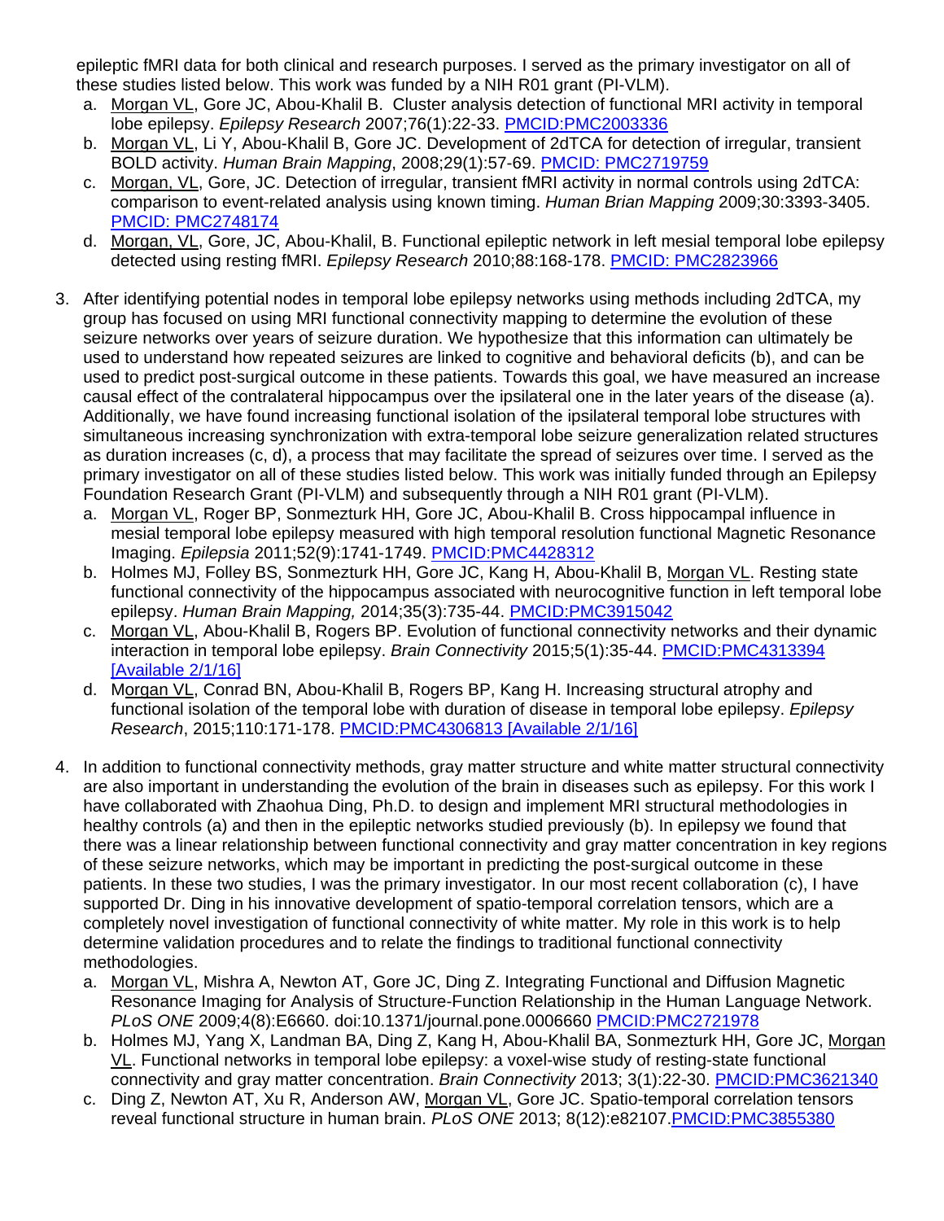epileptic fMRI data for both clinical and research purposes. I served as the primary investigator on all of these studies listed below. This work was funded by a NIH R01 grant (PI-VLM).

a. Morgan VL, Gore JC, Abou-Khalil B. Cluster analysis detection of functional MRI activity in temporal lobe epilepsy. *Epilepsy Research* 2007;76(1):22-33. PMCID:PMC2003336
b. Morgan VL, Li Y, Abou-Khalil B, Gore JC. Development of 2dTCA for detection of irregular, transient BOLD activity. *Human Brain Mapping*, 2008;29(1):57-69. PMCID: PMC2719759
c. Morgan, VL, Gore, JC. Detection of irregular, transient fMRI activity in normal controls using 2dTCA: comparison to event-related analysis using known timing. *Human Brian Mapping* 2009;30:3393-3405. PMCID: PMC2748174
d. Morgan, VL, Gore, JC, Abou-Khalil, B. Functional epileptic network in left mesial temporal lobe epilepsy detected using resting fMRI. *Epilepsy Research* 2010;88:168-178. PMCID: PMC2823966

3. After identifying potential nodes in temporal lobe epilepsy networks using methods including 2dTCA, my group has focused on using MRI functional connectivity mapping to determine the evolution of these seizure networks over years of seizure duration. We hypothesize that this information can ultimately be used to understand how repeated seizures are linked to cognitive and behavioral deficits (b), and can be used to predict post-surgical outcome in these patients. Towards this goal, we have measured an increase causal effect of the contralateral hippocampus over the ipsilateral one in the later years of the disease (a). Additionally, we have found increasing functional isolation of the ipsilateral temporal lobe structures with simultaneous increasing synchronization with extra-temporal lobe seizure generalization related structures as duration increases (c, d), a process that may facilitate the spread of seizures over time. I served as the primary investigator on all of these studies listed below. This work was initially funded through an Epilepsy Foundation Research Grant (PI-VLM) and subsequently through a NIH R01 grant (PI-VLM).
   a. Morgan VL, Roger BP, Sonmezturk HH, Gore JC, Abou-Khalil B. Cross hippocampal influence in mesial temporal lobe epilepsy measured with high temporal resolution functional Magnetic Resonance Imaging. *Epilepsia* 2011;52(9):1741-1749. PMCID:PMC4428312
   b. Holmes MJ, Folley BS, Sonmezturk HH, Gore JC, Kang H, Abou-Khalil B, Morgan VL. Resting state functional connectivity of the hippocampus associated with neurocognitive function in left temporal lobe epilepsy. *Human Brain Mapping,* 2014;35(3):735-44. PMCID:PMC3915042
   c. Morgan VL, Abou-Khalil B, Rogers BP. Evolution of functional connectivity networks and their dynamic interaction in temporal lobe epilepsy. *Brain Connectivity* 2015;5(1):35-44. PMCID:PMC4313394 [Available 2/1/16]
   d. Morgan VL, Conrad BN, Abou-Khalil B, Rogers BP, Kang H. Increasing structural atrophy and functional isolation of the temporal lobe with duration of disease in temporal lobe epilepsy. *Epilepsy Research*, 2015;110:171-178. PMCID:PMC4306813 [Available 2/1/16]

4. In addition to functional connectivity methods, gray matter structure and white matter structural connectivity are also important in understanding the evolution of the brain in diseases such as epilepsy. For this work I have collaborated with Zhaohua Ding, Ph.D. to design and implement MRI structural methodologies in healthy controls (a) and then in the epileptic networks studied previously (b). In epilepsy we found that there was a linear relationship between functional connectivity and gray matter concentration in key regions of these seizure networks, which may be important in predicting the post-surgical outcome in these patients. In these two studies, I was the primary investigator. In our most recent collaboration (c), I have supported Dr. Ding in his innovative development of spatio-temporal correlation tensors, which are a completely novel investigation of functional connectivity of white matter. My role in this work is to help determine validation procedures and to relate the findings to traditional functional connectivity methodologies.
   a. Morgan VL, Mishra A, Newton AT, Gore JC, Ding Z. Integrating Functional and Diffusion Magnetic Resonance Imaging for Analysis of Structure-Function Relationship in the Human Language Network. *PLoS ONE* 2009;4(8):E6660. doi:10.1371/journal.pone.0006660 PMCID:PMC2721978
   b. Holmes MJ, Yang X, Landman BA, Ding Z, Kang H, Abou-Khalil BA, Sonmezturk HH, Gore JC, Morgan VL. Functional networks in temporal lobe epilepsy: a voxel-wise study of resting-state functional connectivity and gray matter concentration. *Brain Connectivity* 2013; 3(1):22-30. PMCID:PMC3621340
   c. Ding Z, Newton AT, Xu R, Anderson AW, Morgan VL, Gore JC. Spatio-temporal correlation tensors reveal functional structure in human brain. *PLoS ONE* 2013; 8(12):e82107.PMCID:PMC3855380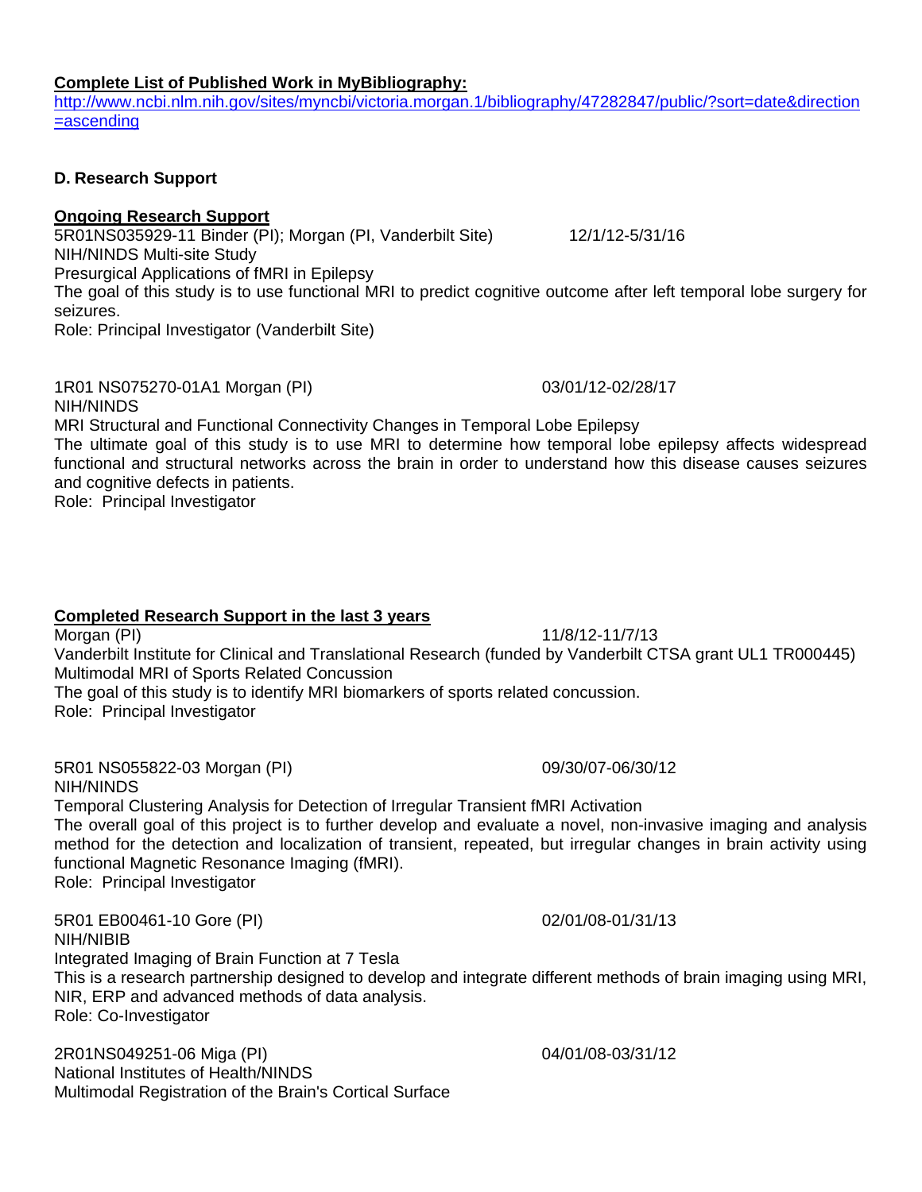**Complete List of Published Work in MyBibliography:**
[http://www.ncbi.nlm.nih.gov/sites/myncbi/victoria.morgan.1/bibliography/47282847/public/?sort=date&direction=ascending](http://www.ncbi.nlm.nih.gov/sites/myncbi/victoria.morgan.1/bibliography/47282847/public/?sort=date&direction=ascending)

**D. Research Support**

**Ongoing Research Support**

5R01NS035929-11 Binder (PI); Morgan (PI, Vanderbilt Site) 12/1/12-5/31/16
NIH/NINDS Multi-site Study
Presurgical Applications of fMRI in Epilepsy
The goal of this study is to use functional MRI to predict cognitive outcome after left temporal lobe surgery for seizures.
Role: Principal Investigator (Vanderbilt Site)

1R01 NS075270-01A1 Morgan (PI) 03/01/12-02/28/17
NIH/NINDS
MRI Structural and Functional Connectivity Changes in Temporal Lobe Epilepsy
The ultimate goal of this study is to use MRI to determine how temporal lobe epilepsy affects widespread functional and structural networks across the brain in order to understand how this disease causes seizures and cognitive defects in patients.
Role: Principal Investigator

**Completed Research Support in the last 3 years**

Morgan (PI) 11/8/12-11/7/13
Vanderbilt Institute for Clinical and Translational Research (funded by Vanderbilt CTSA grant UL1 TR000445)
Multimodal MRI of Sports Related Concussion
The goal of this study is to identify MRI biomarkers of sports related concussion.
Role: Principal Investigator

5R01 NS055822-03 Morgan (PI) 09/30/07-06/30/12
NIH/NINDS
Temporal Clustering Analysis for Detection of Irregular Transient fMRI Activation
The overall goal of this project is to further develop and evaluate a novel, non-invasive imaging and analysis method for the detection and localization of transient, repeated, but irregular changes in brain activity using functional Magnetic Resonance Imaging (fMRI).
Role: Principal Investigator

5R01 EB00461-10 Gore (PI) 02/01/08-01/31/13
NIH/NIBIB
Integrated Imaging of Brain Function at 7 Tesla
This is a research partnership designed to develop and integrate different methods of brain imaging using MRI, NIR, ERP and advanced methods of data analysis.
Role: Co-Investigator

2R01NS049251-06 Miga (PI) 04/01/08-03/31/12
National Institutes of Health/NINDS
Multimodal Registration of the Brain's Cortical Surface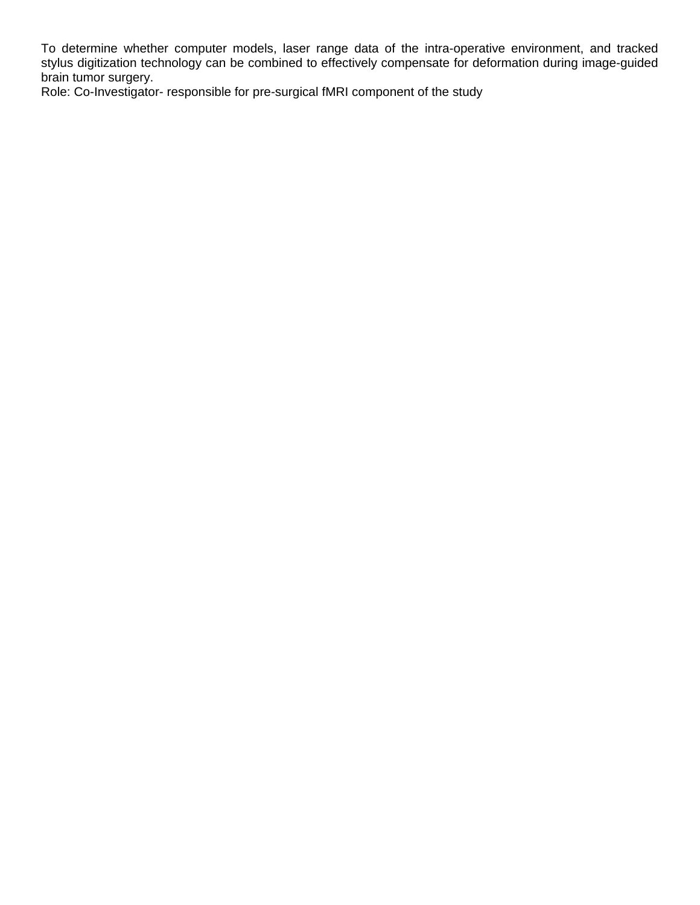To determine whether computer models, laser range data of the intra-operative environment, and tracked stylus digitization technology can be combined to effectively compensate for deformation during image-guided brain tumor surgery.

Role: Co-Investigator- responsible for pre-surgical fMRI component of the study